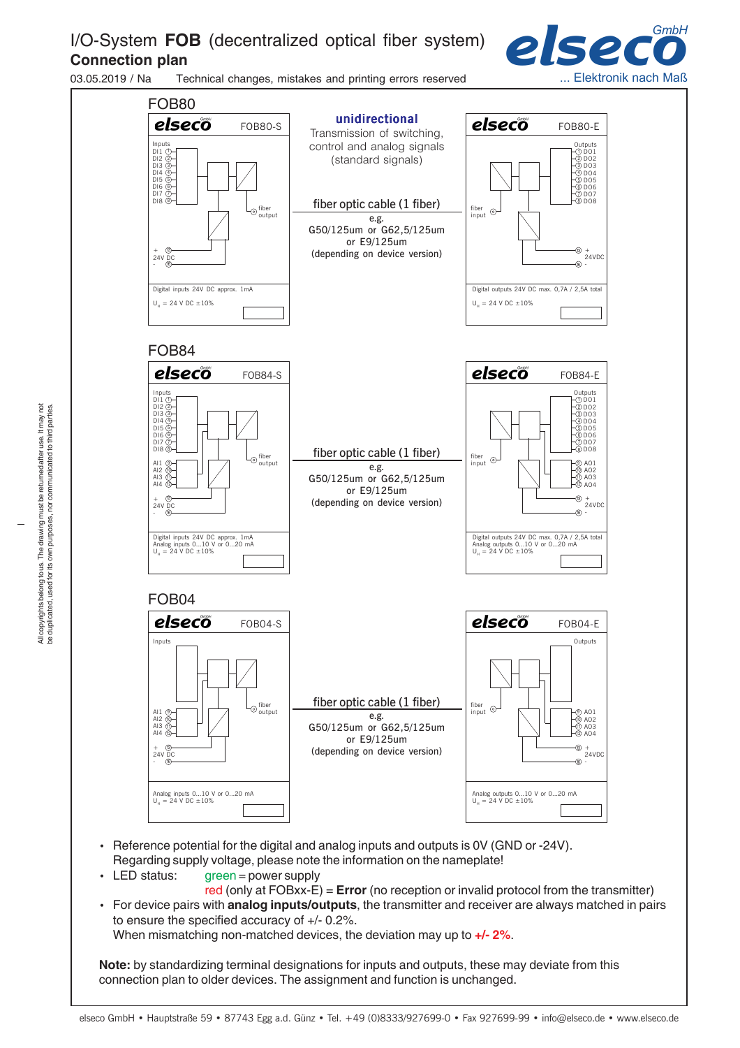# I/O-System **FOB** (decentralized optical fiber system)

## Connection plan

03.05.2019 / Na    Technical changes, mistakes and printing errors reserved

elseco GmbH ... Elektronik nach Maß

### FOB80

**elseco** FOB80-S

Inputs: DI1 ①, DI2 ②, DI3 ③, DI4 ④, DI5 ⑤, DI6 ⑥, DI7 ⑦, DI8 ⑧

fiber output

+ ⑮ 24V DC - ⑯

Digital inputs 24V DC approx. 1mA

$U_N$ = 24 V DC ±10%

**unidirectional**

Transmission of switching, control and analog signals (standard signals)

fiber optic cable (1 fiber)

e.g.
G50/125um or G62,5/125um
or E9/125um
(depending on device version)

**elseco** FOB80-E

Outputs: ① DO1, ② DO2, ③ DO3, ④ DO4, ⑤ DO5, ⑥ DO6, ⑦ DO7, ⑧ DO8

fiber input

⑮ + 24VDC ⑯ -

Digital outputs 24V DC max. 0,7A / 2,5A total

$U_N$ = 24 V DC ±10%

### FOB84

**elseco** FOB84-S

Inputs: DI1 ①, DI2 ②, DI3 ③, DI4 ④, DI5 ⑤, DI6 ⑥, DI7 ⑦, DI8 ⑧

AI1 ⑨, AI2 ⑩, AI3 ⑪, AI4 ⑫

fiber output

+ ⑮ 24V DC - ⑯

Digital inputs 24V DC approx. 1mA
Analog inputs 0...10 V or 0...20 mA
$U_N$ = 24 V DC ±10%

fiber optic cable (1 fiber)

e.g.
G50/125um or G62,5/125um
or E9/125um
(depending on device version)

**elseco** FOB84-E

Outputs: ① DO1, ② DO2, ③ DO3, ④ DO4, ⑤ DO5, ⑥ DO6, ⑦ DO7, ⑧ DO8

⑨ AO1, ⑩ AO2, ⑪ AO3, ⑫ AO4

fiber input

⑮ + 24VDC ⑯ -

Digital outputs 24V DC max. 0,7A / 2,5A total
Analog outputs 0...10 V or 0...20 mA
$U_N$ = 24 V DC ±10%

### FOB04

**elseco** FOB04-S

Inputs

AI1 ⑨, AI2 ⑩, AI3 ⑪, AI4 ⑫

fiber output

+ ⑮ 24V DC - ⑯

Analog inputs 0...10 V or 0...20 mA
$U_N$ = 24 V DC ±10%

fiber optic cable (1 fiber)

e.g.
G50/125um or G62,5/125um
or E9/125um
(depending on device version)

**elseco** FOB04-E

Outputs

⑨ AO1, ⑩ AO2, ⑪ AO3, ⑫ AO4

fiber input

⑮ + 24VDC ⑯ -

Analog outputs 0...10 V or 0...20 mA
$U_N$ = 24 V DC ±10%

- Reference potential for the digital and analog inputs and outputs is 0V (GND or -24V). Regarding supply voltage, please note the information on the nameplate!
- LED status: green = power supply
  red (only at FOBxx-E) = **Error** (no reception or invalid protocol from the transmitter)
- For device pairs with **analog inputs/outputs**, the transmitter and receiver are always matched in pairs to ensure the specified accuracy of +/- 0.2%.
  When mismatching non-matched devices, the deviation may up to **+/- 2%**.

**Note:** by standardizing terminal designations for inputs and outputs, these may deviate from this connection plan to older devices. The assignment and function is unchanged.

All copyrights belong to us. The drawing must be returned after use. It may not be duplicated, used for its own purposes, nor communicated to third parties.

elseco GmbH • Hauptstraße 59 • 87743 Egg a.d. Günz • Tel. +49 (0)8333/927699-0 • Fax 927699-99 • info@elseco.de • www.elseco.de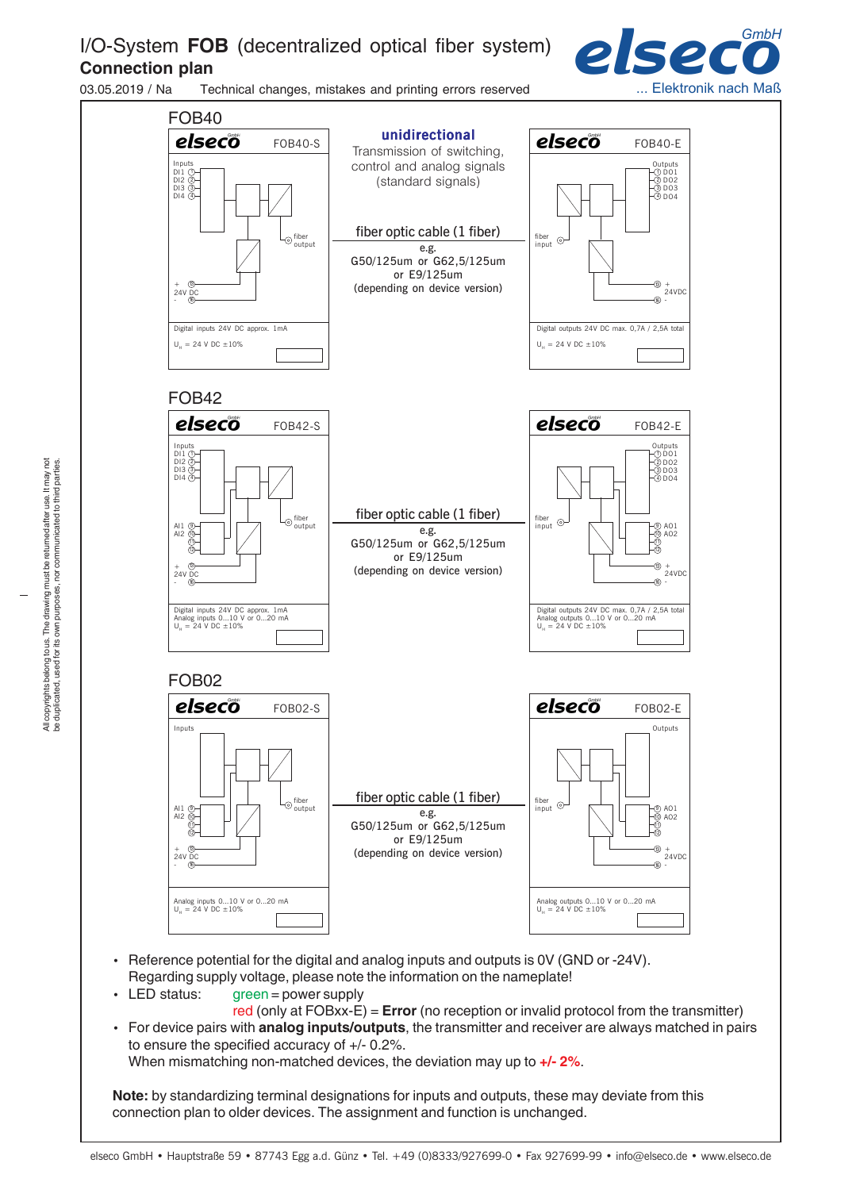# I/O-System **FOB** (decentralized optical fiber system)

## Connection plan

03.05.2019 / Na Technical changes, mistakes and printing errors reserved

### FOB40

**elseco** FOB40-S

Inputs
DI1 ①
DI2 ②
DI3 ③
DI4 ④

fiber output

\+ ⑮
24V DC
\- ⑯

Digital inputs 24V DC approx. 1mA

$U_H$ = 24 V DC ±10%

**unidirectional**
Transmission of switching, control and analog signals (standard signals)

fiber optic cable (1 fiber)
e.g.
G50/125um or G62,5/125um
or E9/125um
(depending on device version)

**elseco** FOB40-E

Outputs
① DO1
② DO2
③ DO3
④ DO4

fiber input

⑮ +
24VDC
⑯ -

Digital outputs 24V DC max. 0,7A / 2,5A total

$U_H$ = 24 V DC ±10%

### FOB42

**elseco** FOB42-S

Inputs
DI1 ①
DI2 ②
DI3 ③
DI4 ④

AI1 ⑨
AI2 ⑩
⑪
⑫

fiber output

\+ ⑮
24V DC
\- ⑯

Digital inputs 24V DC approx. 1mA
Analog inputs 0...10 V or 0...20 mA
$U_H$ = 24 V DC ±10%

fiber optic cable (1 fiber)
e.g.
G50/125um or G62,5/125um
or E9/125um
(depending on device version)

**elseco** FOB42-E

Outputs
① DO1
② DO2
③ DO3
④ DO4

⑨ AO1
⑩ AO2
⑪
⑫

fiber input

⑮ +
24VDC
⑯ -

Digital outputs 24V DC max. 0,7A / 2,5A total
Analog outputs 0...10 V or 0...20 mA
$U_H$ = 24 V DC ±10%

### FOB02

**elseco** FOB02-S

Inputs

AI1 ⑨
AI2 ⑩
⑪
⑫

fiber output

\+ ⑮
24V DC
\- ⑯

Analog inputs 0...10 V or 0...20 mA
$U_H$ = 24 V DC ±10%

fiber optic cable (1 fiber)
e.g.
G50/125um or G62,5/125um
or E9/125um
(depending on device version)

**elseco** FOB02-E

Outputs

⑨ AO1
⑩ AO2
⑪
⑫

fiber input

⑮ +
24VDC
⑯ -

Analog outputs 0...10 V or 0...20 mA
$U_H$ = 24 V DC ±10%

- Reference potential for the digital and analog inputs and outputs is 0V (GND or -24V). Regarding supply voltage, please note the information on the nameplate!
- LED status: green = power supply
  red (only at FOBxx-E) = **Error** (no reception or invalid protocol from the transmitter)
- For device pairs with **analog inputs/outputs**, the transmitter and receiver are always matched in pairs to ensure the specified accuracy of +/- 0.2%.
  When mismatching non-matched devices, the deviation may up to **+/- 2%**.

**Note:** by standardizing terminal designations for inputs and outputs, these may deviate from this connection plan to older devices. The assignment and function is unchanged.

All copyrights belong to us. The drawing must be returned after use. It may not be duplicated, used for its own purposes, nor communicated to third parties.

elseco GmbH • Hauptstraße 59 • 87743 Egg a.d. Günz • Tel. +49 (0)8333/927699-0 • Fax 927699-99 • info@elseco.de • www.elseco.de